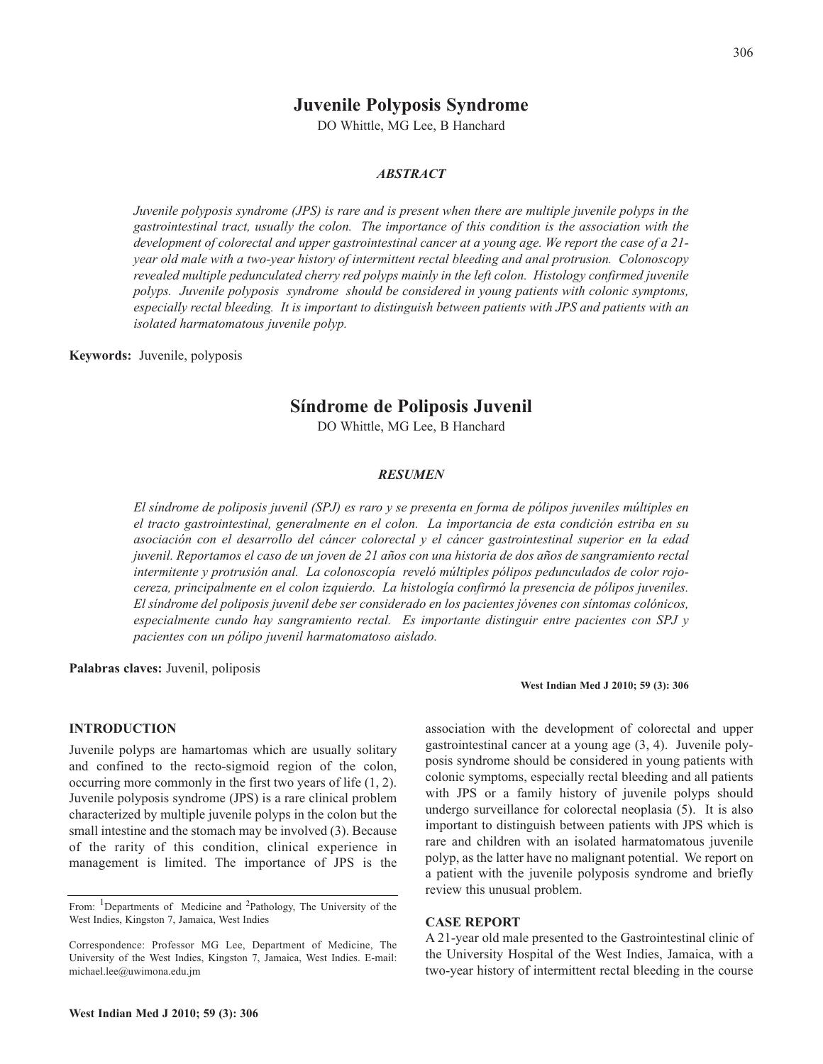# Juvenile Polyposis Syndrome

DO Whittle, MG Lee, B Hanchard

### *ABSTRACT*

*Juvenile polyposis syndrome (JPS) is rare and is present when there are multiple juvenile polyps in the gastrointestinal tract, usually the colon. The importance of this condition is the association with the development of colorectal and upper gastrointestinal cancer at a young age. We report the case of a 21-year old male with a two-year history of intermittent rectal bleeding and anal protrusion. Colonoscopy revealed multiple pedunculated cherry red polyps mainly in the left colon. Histology confirmed juvenile polyps. Juvenile polyposis syndrome should be considered in young patients with colonic symptoms, especially rectal bleeding. It is important to distinguish between patients with JPS and patients with an isolated harmatomatous juvenile polyp.*

**Keywords:** Juvenile, polyposis

# Síndrome de Poliposis Juvenil

DO Whittle, MG Lee, B Hanchard

### *RESUMEN*

*El síndrome de poliposis juvenil (SPJ) es raro y se presenta en forma de pólipos juveniles múltiples en el tracto gastrointestinal, generalmente en el colon. La importancia de esta condición estriba en su asociación con el desarrollo del cáncer colorectal y el cáncer gastrointestinal superior en la edad juvenil. Reportamos el caso de un joven de 21 años con una historia de dos años de sangramiento rectal intermitente y protrusión anal. La colonoscopía reveló múltiples pólipos pedunculados de color rojo-cereza, principalmente en el colon izquierdo. La histología confirmó la presencia de pólipos juveniles. El síndrome del poliposis juvenil debe ser considerado en los pacientes jóvenes con síntomas colónicos, especialmente cundo hay sangramiento rectal. Es importante distinguir entre pacientes con SPJ y pacientes con un pólipo juvenil harmatomatoso aislado.*

**Palabras claves:** Juvenil, poliposis

**West Indian Med J 2010; 59 (3): 306**

## INTRODUCTION

Juvenile polyps are hamartomas which are usually solitary and confined to the recto-sigmoid region of the colon, occurring more commonly in the first two years of life (1, 2). Juvenile polyposis syndrome (JPS) is a rare clinical problem characterized by multiple juvenile polyps in the colon but the small intestine and the stomach may be involved (3). Because of the rarity of this condition, clinical experience in management is limited. The importance of JPS is the association with the development of colorectal and upper gastrointestinal cancer at a young age (3, 4). Juvenile polyposis syndrome should be considered in young patients with colonic symptoms, especially rectal bleeding and all patients with JPS or a family history of juvenile polyps should undergo surveillance for colorectal neoplasia (5). It is also important to distinguish between patients with JPS which is rare and children with an isolated harmatomatous juvenile polyp, as the latter have no malignant potential. We report on a patient with the juvenile polyposis syndrome and briefly review this unusual problem.

## CASE REPORT

A 21-year old male presented to the Gastrointestinal clinic of the University Hospital of the West Indies, Jamaica, with a two-year history of intermittent rectal bleeding in the course

---

From: [1]Departments of Medicine and [2]Pathology, The University of the West Indies, Kingston 7, Jamaica, West Indies

Correspondence: Professor MG Lee, Department of Medicine, The University of the West Indies, Kingston 7, Jamaica, West Indies. E-mail: michael.lee@uwimona.edu.jm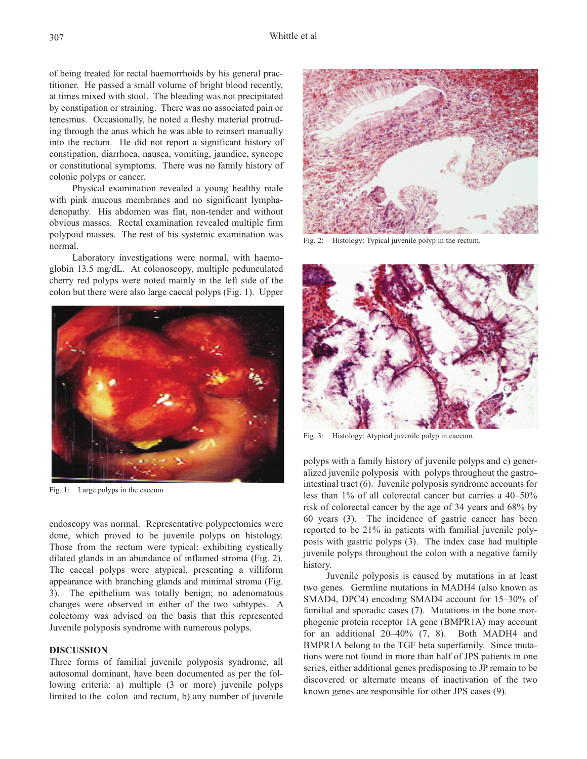of being treated for rectal haemorrhoids by his general practitioner. He passed a small volume of bright blood recently, at times mixed with stool. The bleeding was not precipitated by constipation or straining. There was no associated pain or tenesmus. Occasionally, he noted a fleshy material protruding through the anus which he was able to reinsert manually into the rectum. He did not report a significant history of constipation, diarrhoea, nausea, vomiting, jaundice, syncope or constitutional symptoms. There was no family history of colonic polyps or cancer.

Physical examination revealed a young healthy male with pink mucous membranes and no significant lymphadenopathy. His abdomen was flat, non-tender and without obvious masses. Rectal examination revealed multiple firm polypoid masses. The rest of his systemic examination was normal.

Laboratory investigations were normal, with haemoglobin 13.5 mg/dL. At colonoscopy, multiple pedunculated cherry red polyps were noted mainly in the left side of the colon but there were also large caecal polyps (Fig. 1). Upper endoscopy was normal. Representative polypectomies were done, which proved to be juvenile polyps on histology. Those from the rectum were typical: exhibiting cystically dilated glands in an abundance of inflamed stroma (Fig. 2). The caecal polyps were atypical, presenting a villiform appearance with branching glands and minimal stroma (Fig. 3). The epithelium was totally benign; no adenomatous changes were observed in either of the two subtypes. A colectomy was advised on the basis that this represented Juvenile polyposis syndrome with numerous polyps.

Fig. 1: Large polyps in the caecum

Fig. 2: Histology: Typical juvenile polyp in the rectum.

Fig. 3: Histology: Atypical juvenile polyp in caecum.

## DISCUSSION

Three forms of familial juvenile polyposis syndrome, all autosomal dominant, have been documented as per the following criteria: a) multiple (3 or more) juvenile polyps limited to the colon and rectum, b) any number of juvenile polyps with a family history of juvenile polyps and c) generalized juvenile polyposis with polyps throughout the gastrointestinal tract (6). Juvenile polyposis syndrome accounts for less than 1% of all colorectal cancer but carries a 40–50% risk of colorectal cancer by the age of 34 years and 68% by 60 years (3). The incidence of gastric cancer has been reported to be 21% in patients with familial juvenile polyposis with gastric polyps (3). The index case had multiple juvenile polyps throughout the colon with a negative family history.

Juvenile polyposis is caused by mutations in at least two genes. Germline mutations in MADH4 (also known as SMAD4, DPC4) encoding SMAD4 account for 15–30% of familial and sporadic cases (7). Mutations in the bone morphogenic protein receptor 1A gene (BMPR1A) may account for an additional 20–40% (7, 8). Both MADH4 and BMPR1A belong to the TGF beta superfamily. Since mutations were not found in more than half of JPS patients in one series, either additional genes predisposing to JP remain to be discovered or alternate means of inactivation of the two known genes are responsible for other JPS cases (9).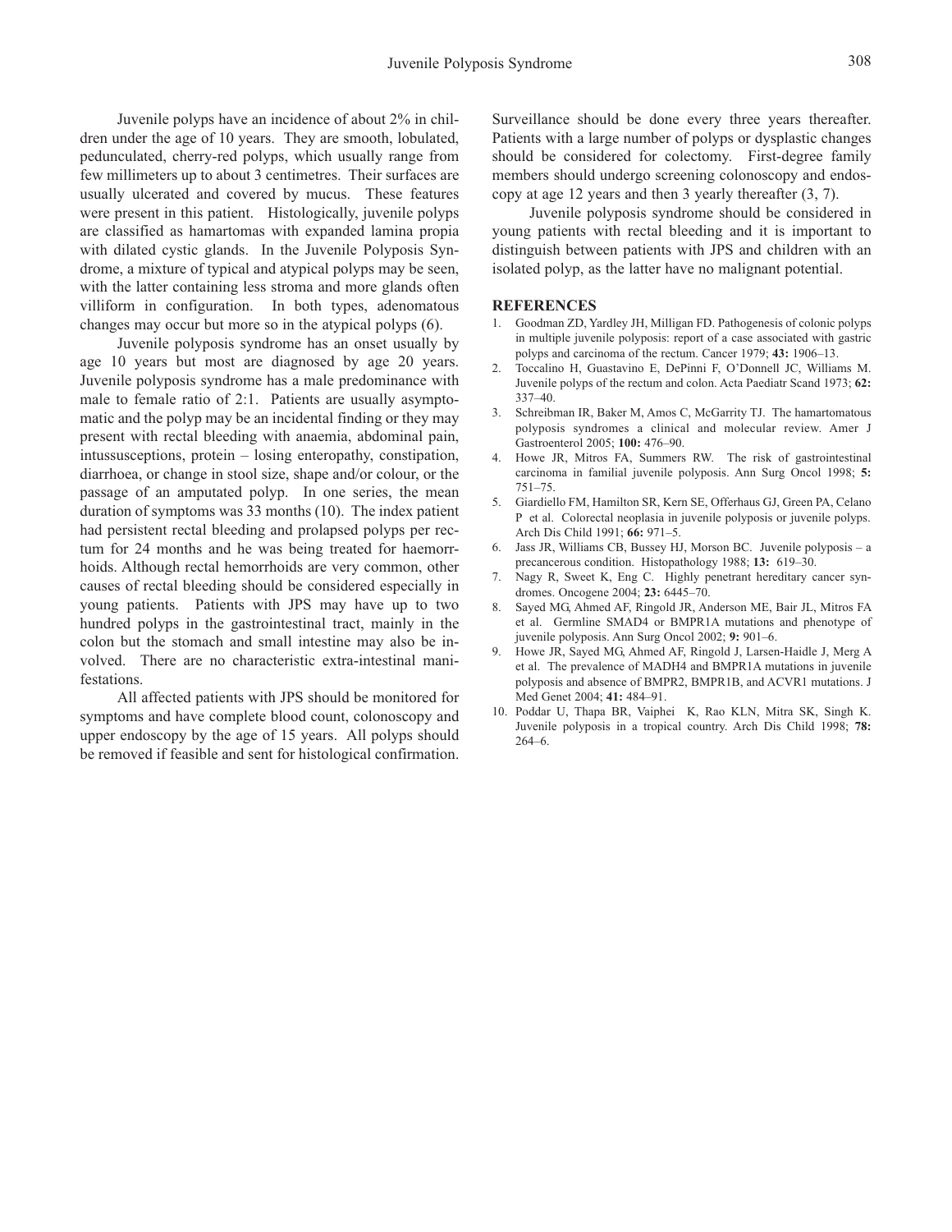Juvenile polyps have an incidence of about 2% in children under the age of 10 years. They are smooth, lobulated, pedunculated, cherry-red polyps, which usually range from few millimeters up to about 3 centimetres. Their surfaces are usually ulcerated and covered by mucus. These features were present in this patient. Histologically, juvenile polyps are classified as hamartomas with expanded lamina propia with dilated cystic glands. In the Juvenile Polyposis Syndrome, a mixture of typical and atypical polyps may be seen, with the latter containing less stroma and more glands often villiform in configuration. In both types, adenomatous changes may occur but more so in the atypical polyps (6).

Juvenile polyposis syndrome has an onset usually by age 10 years but most are diagnosed by age 20 years. Juvenile polyposis syndrome has a male predominance with male to female ratio of 2:1. Patients are usually asymptomatic and the polyp may be an incidental finding or they may present with rectal bleeding with anaemia, abdominal pain, intussusceptions, protein – losing enteropathy, constipation, diarrhoea, or change in stool size, shape and/or colour, or the passage of an amputated polyp. In one series, the mean duration of symptoms was 33 months (10). The index patient had persistent rectal bleeding and prolapsed polyps per rectum for 24 months and he was being treated for haemorrhoids. Although rectal hemorrhoids are very common, other causes of rectal bleeding should be considered especially in young patients. Patients with JPS may have up to two hundred polyps in the gastrointestinal tract, mainly in the colon but the stomach and small intestine may also be involved. There are no characteristic extra-intestinal manifestations.

All affected patients with JPS should be monitored for symptoms and have complete blood count, colonoscopy and upper endoscopy by the age of 15 years. All polyps should be removed if feasible and sent for histological confirmation. Surveillance should be done every three years thereafter. Patients with a large number of polyps or dysplastic changes should be considered for colectomy. First-degree family members should undergo screening colonoscopy and endoscopy at age 12 years and then 3 yearly thereafter (3, 7).

Juvenile polyposis syndrome should be considered in young patients with rectal bleeding and it is important to distinguish between patients with JPS and children with an isolated polyp, as the latter have no malignant potential.

## REFERENCES

1. Goodman ZD, Yardley JH, Milligan FD. Pathogenesis of colonic polyps in multiple juvenile polyposis: report of a case associated with gastric polyps and carcinoma of the rectum. Cancer 1979; **43:** 1906–13.
2. Toccalino H, Guastavino E, DePinni F, O'Donnell JC, Williams M. Juvenile polyps of the rectum and colon. Acta Paediatr Scand 1973; **62:** 337–40.
3. Schreibman IR, Baker M, Amos C, McGarrity TJ. The hamartomatous polyposis syndromes a clinical and molecular review. Amer J Gastroenterol 2005; **100:** 476–90.
4. Howe JR, Mitros FA, Summers RW. The risk of gastrointestinal carcinoma in familial juvenile polyposis. Ann Surg Oncol 1998; **5:** 751–75.
5. Giardiello FM, Hamilton SR, Kern SE, Offerhaus GJ, Green PA, Celano P et al. Colorectal neoplasia in juvenile polyposis or juvenile polyps. Arch Dis Child 1991; **66:** 971–5.
6. Jass JR, Williams CB, Bussey HJ, Morson BC. Juvenile polyposis – a precancerous condition. Histopathology 1988; **13:** 619–30.
7. Nagy R, Sweet K, Eng C. Highly penetrant hereditary cancer syndromes. Oncogene 2004; **23:** 6445–70.
8. Sayed MG, Ahmed AF, Ringold JR, Anderson ME, Bair JL, Mitros FA et al. Germline SMAD4 or BMPR1A mutations and phenotype of juvenile polyposis. Ann Surg Oncol 2002; **9:** 901–6.
9. Howe JR, Sayed MG, Ahmed AF, Ringold J, Larsen-Haidle J, Merg A et al. The prevalence of MADH4 and BMPR1A mutations in juvenile polyposis and absence of BMPR2, BMPR1B, and ACVR1 mutations. J Med Genet 2004; **41:** 484–91.
10. Poddar U, Thapa BR, Vaiphei K, Rao KLN, Mitra SK, Singh K. Juvenile polyposis in a tropical country. Arch Dis Child 1998; **78:** 264–6.